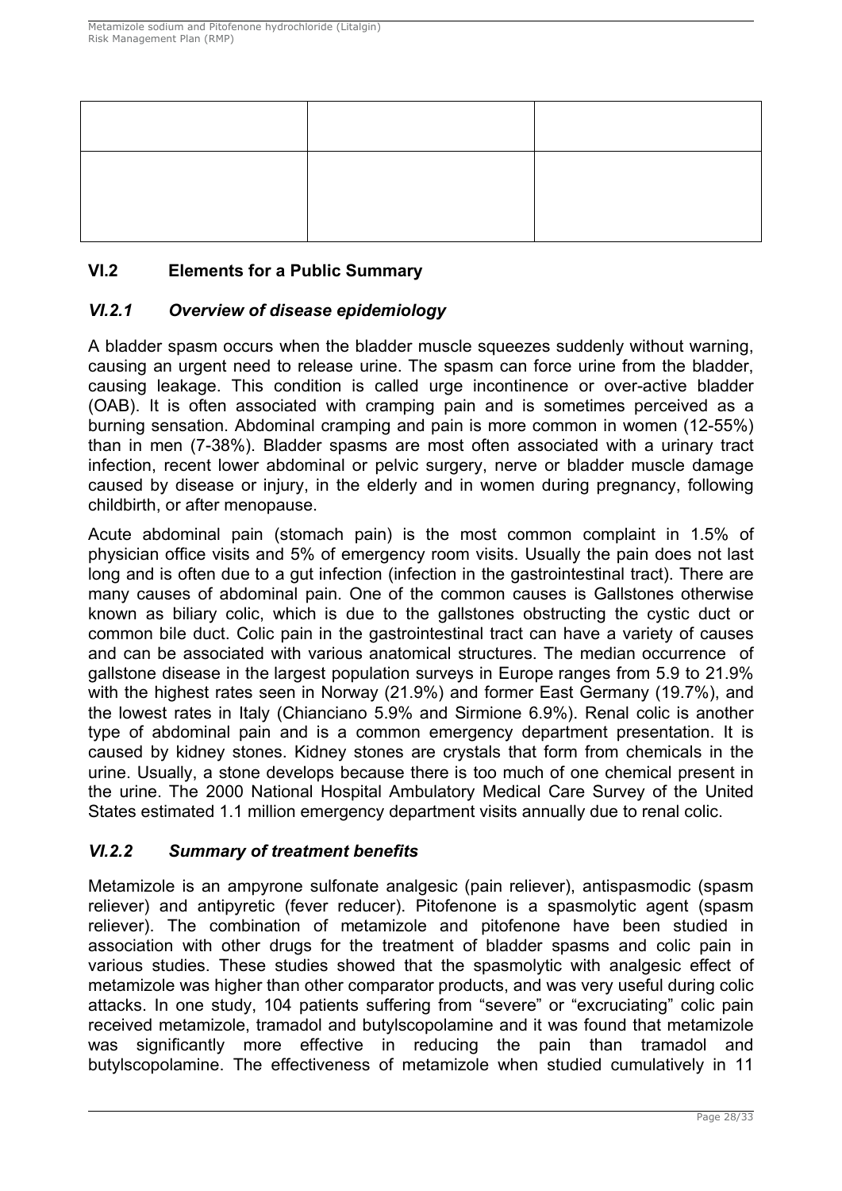| | | |
|---|---|---|
| | | |
| | | |

## VI.2 Elements for a Public Summary

### *VI.2.1 Overview of disease epidemiology*

A bladder spasm occurs when the bladder muscle squeezes suddenly without warning, causing an urgent need to release urine. The spasm can force urine from the bladder, causing leakage. This condition is called urge incontinence or over-active bladder (OAB). It is often associated with cramping pain and is sometimes perceived as a burning sensation. Abdominal cramping and pain is more common in women (12-55%) than in men (7-38%). Bladder spasms are most often associated with a urinary tract infection, recent lower abdominal or pelvic surgery, nerve or bladder muscle damage caused by disease or injury, in the elderly and in women during pregnancy, following childbirth, or after menopause.

Acute abdominal pain (stomach pain) is the most common complaint in 1.5% of physician office visits and 5% of emergency room visits. Usually the pain does not last long and is often due to a gut infection (infection in the gastrointestinal tract). There are many causes of abdominal pain. One of the common causes is Gallstones otherwise known as biliary colic, which is due to the gallstones obstructing the cystic duct or common bile duct. Colic pain in the gastrointestinal tract can have a variety of causes and can be associated with various anatomical structures. The median occurrence of gallstone disease in the largest population surveys in Europe ranges from 5.9 to 21.9% with the highest rates seen in Norway (21.9%) and former East Germany (19.7%), and the lowest rates in Italy (Chianciano 5.9% and Sirmione 6.9%). Renal colic is another type of abdominal pain and is a common emergency department presentation. It is caused by kidney stones. Kidney stones are crystals that form from chemicals in the urine. Usually, a stone develops because there is too much of one chemical present in the urine. The 2000 National Hospital Ambulatory Medical Care Survey of the United States estimated 1.1 million emergency department visits annually due to renal colic.

### *VI.2.2 Summary of treatment benefits*

Metamizole is an ampyrone sulfonate analgesic (pain reliever), antispasmodic (spasm reliever) and antipyretic (fever reducer). Pitofenone is a spasmolytic agent (spasm reliever). The combination of metamizole and pitofenone have been studied in association with other drugs for the treatment of bladder spasms and colic pain in various studies. These studies showed that the spasmolytic with analgesic effect of metamizole was higher than other comparator products, and was very useful during colic attacks. In one study, 104 patients suffering from "severe" or "excruciating" colic pain received metamizole, tramadol and butylscopolamine and it was found that metamizole was significantly more effective in reducing the pain than tramadol and butylscopolamine. The effectiveness of metamizole when studied cumulatively in 11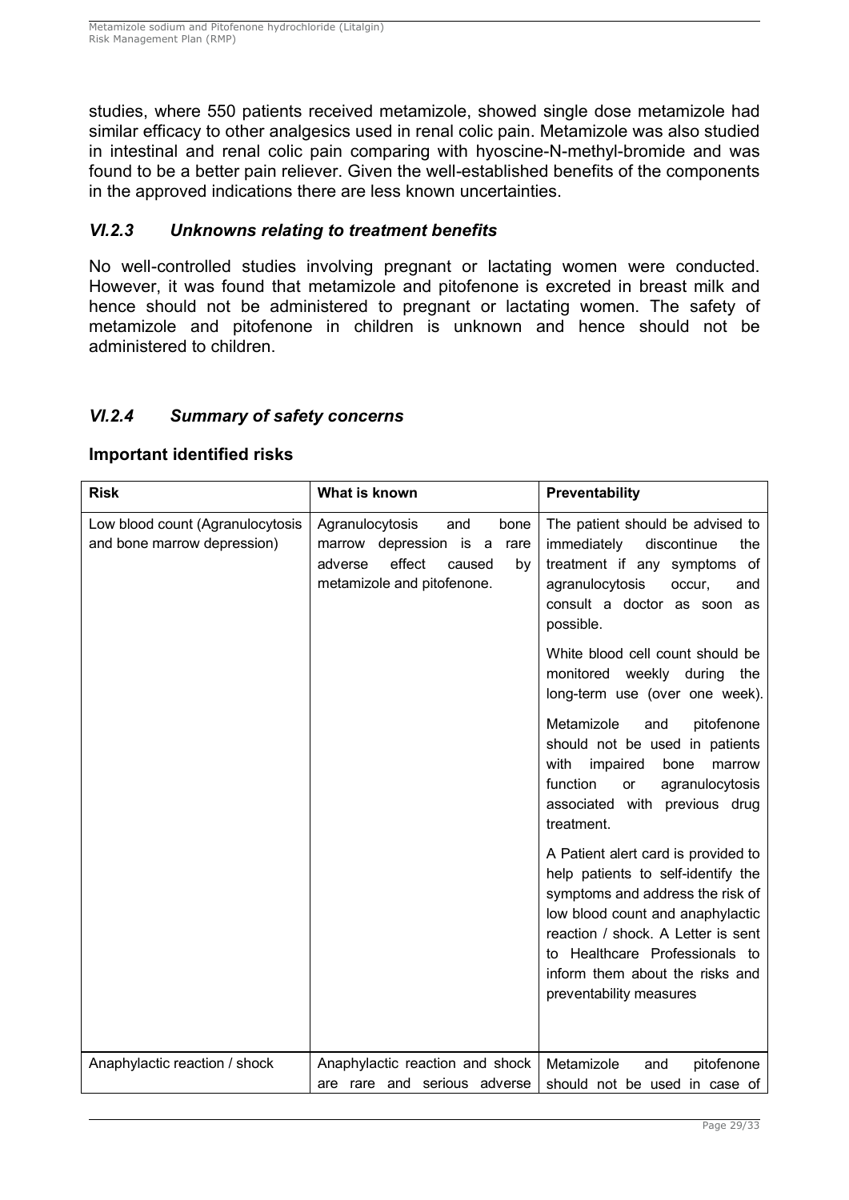studies, where 550 patients received metamizole, showed single dose metamizole had similar efficacy to other analgesics used in renal colic pain. Metamizole was also studied in intestinal and renal colic pain comparing with hyoscine-N-methyl-bromide and was found to be a better pain reliever. Given the well-established benefits of the components in the approved indications there are less known uncertainties.

### *VI.2.3 Unknowns relating to treatment benefits*

No well-controlled studies involving pregnant or lactating women were conducted. However, it was found that metamizole and pitofenone is excreted in breast milk and hence should not be administered to pregnant or lactating women. The safety of metamizole and pitofenone in children is unknown and hence should not be administered to children.

### *VI.2.4 Summary of safety concerns*

**Important identified risks**

| Risk | What is known | Preventability |
|---|---|---|
| Low blood count (Agranulocytosis and bone marrow depression) | Agranulocytosis and bone marrow depression is a rare adverse effect caused by metamizole and pitofenone. | The patient should be advised to immediately discontinue the treatment if any symptoms of agranulocytosis occur, and consult a doctor as soon as possible.<br><br>White blood cell count should be monitored weekly during the long-term use (over one week).<br><br>Metamizole and pitofenone should not be used in patients with impaired bone marrow function or agranulocytosis associated with previous drug treatment.<br><br>A Patient alert card is provided to help patients to self-identify the symptoms and address the risk of low blood count and anaphylactic reaction / shock. A Letter is sent to Healthcare Professionals to inform them about the risks and preventability measures |
| Anaphylactic reaction / shock | Anaphylactic reaction and shock are rare and serious adverse | Metamizole and pitofenone should not be used in case of |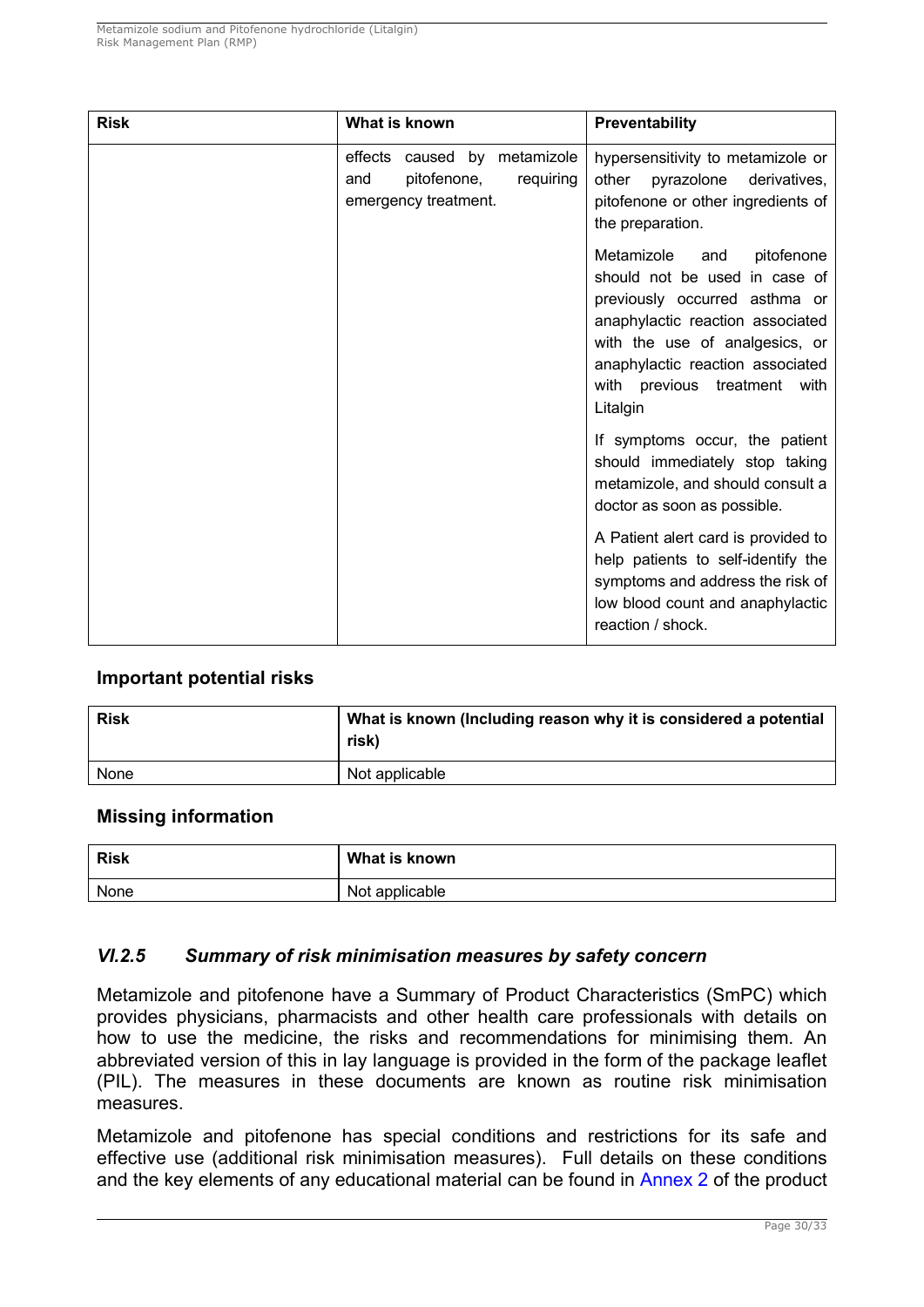| Risk | What is known | Preventability |
|---|---|---|
| | effects caused by metamizole and pitofenone, requiring emergency treatment. | hypersensitivity to metamizole or other pyrazolone derivatives, pitofenone or other ingredients of the preparation.<br><br>Metamizole and pitofenone should not be used in case of previously occurred asthma or anaphylactic reaction associated with the use of analgesics, or anaphylactic reaction associated with previous treatment with Litalgin<br><br>If symptoms occur, the patient should immediately stop taking metamizole, and should consult a doctor as soon as possible.<br><br>A Patient alert card is provided to help patients to self-identify the symptoms and address the risk of low blood count and anaphylactic reaction / shock. |

### Important potential risks

| Risk | What is known (Including reason why it is considered a potential risk) |
|---|---|
| None | Not applicable |

### Missing information

| Risk | What is known |
|---|---|
| None | Not applicable |

## *VI.2.5 Summary of risk minimisation measures by safety concern*

Metamizole and pitofenone have a Summary of Product Characteristics (SmPC) which provides physicians, pharmacists and other health care professionals with details on how to use the medicine, the risks and recommendations for minimising them. An abbreviated version of this in lay language is provided in the form of the package leaflet (PIL). The measures in these documents are known as routine risk minimisation measures.

Metamizole and pitofenone has special conditions and restrictions for its safe and effective use (additional risk minimisation measures). Full details on these conditions and the key elements of any educational material can be found in Annex 2 of the product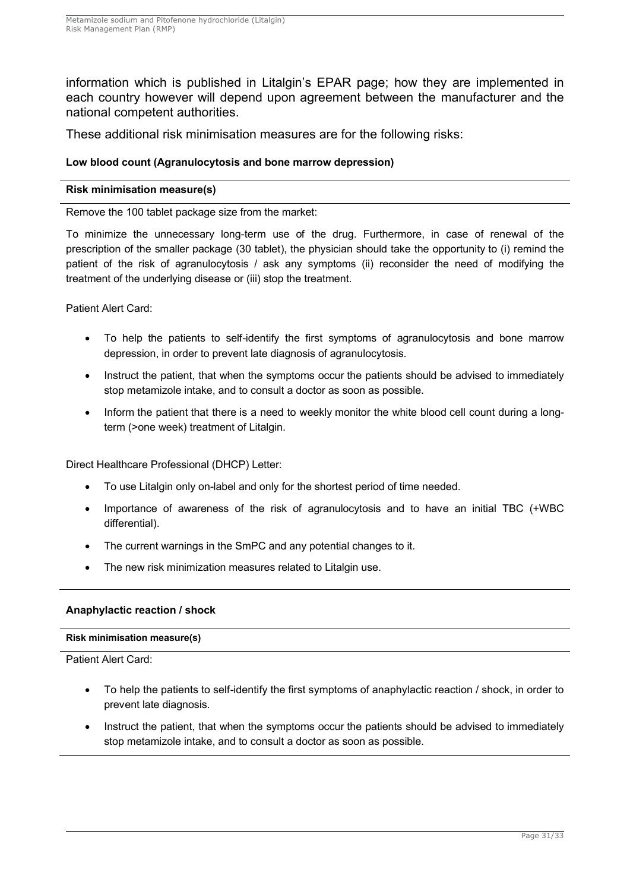information which is published in Litalgin's EPAR page; how they are implemented in each country however will depend upon agreement between the manufacturer and the national competent authorities.

These additional risk minimisation measures are for the following risks:

**Low blood count (Agranulocytosis and bone marrow depression)**

| **Risk minimisation measure(s)** |
| --- |
| Remove the 100 tablet package size from the market:<br><br>To minimize the unnecessary long-term use of the drug. Furthermore, in case of renewal of the prescription of the smaller package (30 tablet), the physician should take the opportunity to (i) remind the patient of the risk of agranulocytosis / ask any symptoms (ii) reconsider the need of modifying the treatment of the underlying disease or (iii) stop the treatment.<br><br>Patient Alert Card:<br><br>• To help the patients to self-identify the first symptoms of agranulocytosis and bone marrow depression, in order to prevent late diagnosis of agranulocytosis.<br>• Instruct the patient, that when the symptoms occur the patients should be advised to immediately stop metamizole intake, and to consult a doctor as soon as possible.<br>• Inform the patient that there is a need to weekly monitor the white blood cell count during a long-term (>one week) treatment of Litalgin.<br><br>Direct Healthcare Professional (DHCP) Letter:<br><br>• To use Litalgin only on-label and only for the shortest period of time needed.<br>• Importance of awareness of the risk of agranulocytosis and to have an initial TBC (+WBC differential).<br>• The current warnings in the SmPC and any potential changes to it.<br>• The new risk minimization measures related to Litalgin use. |

**Anaphylactic reaction / shock**

| **Risk minimisation measure(s)** |
| --- |
| Patient Alert Card:<br><br>• To help the patients to self-identify the first symptoms of anaphylactic reaction / shock, in order to prevent late diagnosis.<br>• Instruct the patient, that when the symptoms occur the patients should be advised to immediately stop metamizole intake, and to consult a doctor as soon as possible. |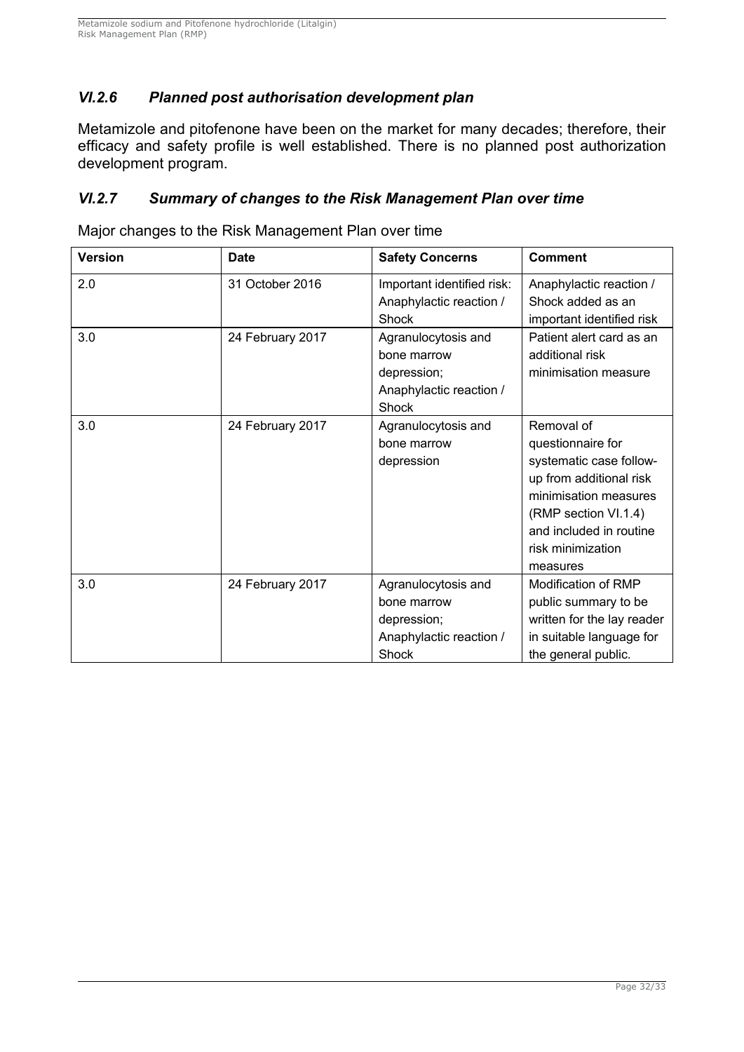### *VI.2.6 Planned post authorisation development plan*

Metamizole and pitofenone have been on the market for many decades; therefore, their efficacy and safety profile is well established. There is no planned post authorization development program.

### *VI.2.7 Summary of changes to the Risk Management Plan over time*

Major changes to the Risk Management Plan over time

| Version | Date | Safety Concerns | Comment |
|---|---|---|---|
| 2.0 | 31 October 2016 | Important identified risk: Anaphylactic reaction / Shock | Anaphylactic reaction / Shock added as an important identified risk |
| 3.0 | 24 February 2017 | Agranulocytosis and bone marrow depression; Anaphylactic reaction / Shock | Patient alert card as an additional risk minimisation measure |
| 3.0 | 24 February 2017 | Agranulocytosis and bone marrow depression | Removal of questionnaire for systematic case follow-up from additional risk minimisation measures (RMP section VI.1.4) and included in routine risk minimization measures |
| 3.0 | 24 February 2017 | Agranulocytosis and bone marrow depression; Anaphylactic reaction / Shock | Modification of RMP public summary to be written for the lay reader in suitable language for the general public. |